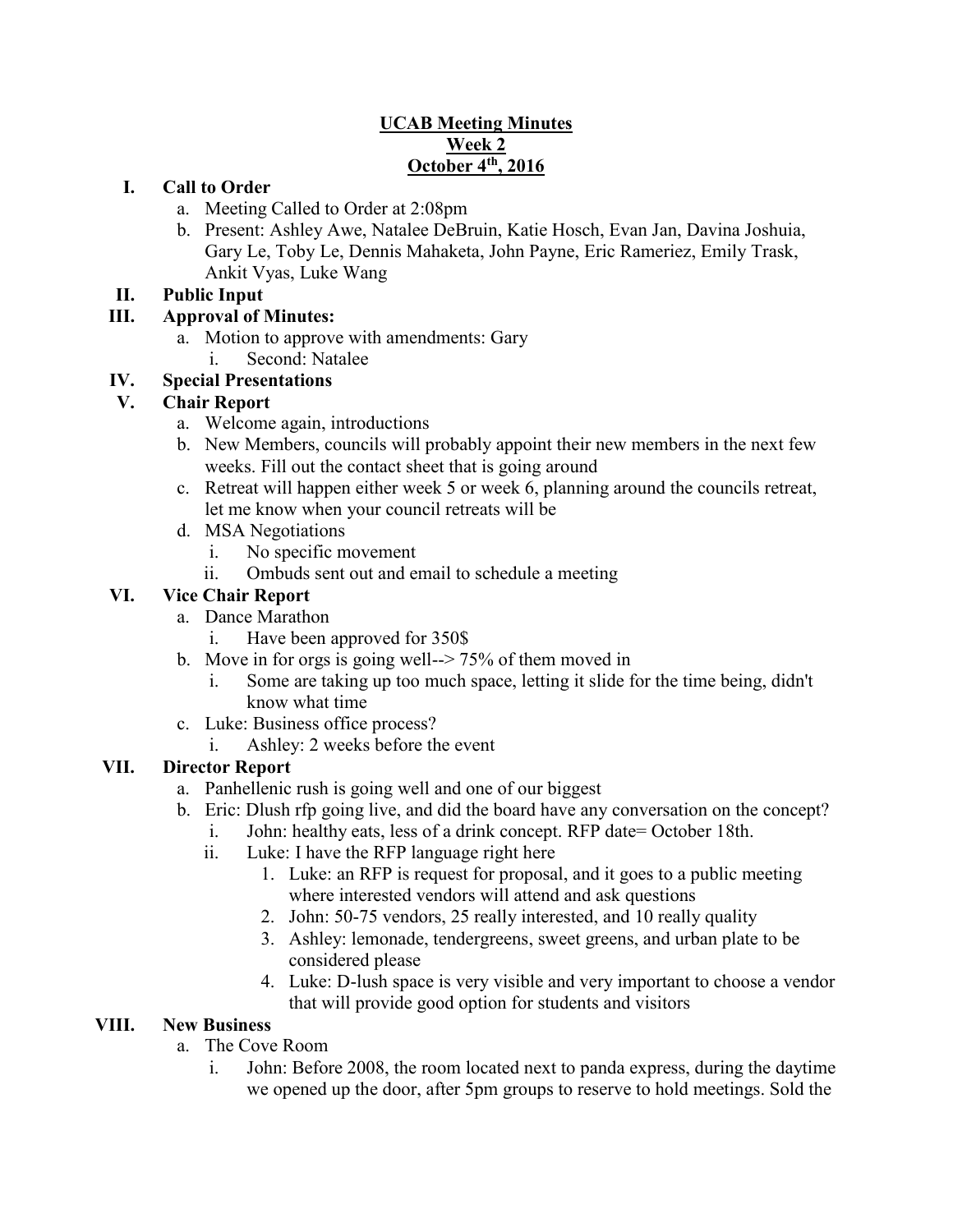**UCAB Meeting Minutes**
**Week 2**
**October 4th, 2016**

**I. Call to Order**
   a. Meeting Called to Order at 2:08pm
   b. Present: Ashley Awe, Natalee DeBruin, Katie Hosch, Evan Jan, Davina Joshuia, Gary Le, Toby Le, Dennis Mahaketa, John Payne, Eric Rameriez, Emily Trask, Ankit Vyas, Luke Wang

**II. Public Input**

**III. Approval of Minutes:**
   a. Motion to approve with amendments: Gary
      i. Second: Natalee

**IV. Special Presentations**

**V. Chair Report**
   a. Welcome again, introductions
   b. New Members, councils will probably appoint their new members in the next few weeks. Fill out the contact sheet that is going around
   c. Retreat will happen either week 5 or week 6, planning around the councils retreat, let me know when your council retreats will be
   d. MSA Negotiations
      i. No specific movement
      ii. Ombuds sent out and email to schedule a meeting

**VI. Vice Chair Report**
   a. Dance Marathon
      i. Have been approved for 350$
   b. Move in for orgs is going well--> 75% of them moved in
      i. Some are taking up too much space, letting it slide for the time being, didn't know what time
   c. Luke: Business office process?
      i. Ashley: 2 weeks before the event

**VII. Director Report**
   a. Panhellenic rush is going well and one of our biggest
   b. Eric: Dlush rfp going live, and did the board have any conversation on the concept?
      i. John: healthy eats, less of a drink concept. RFP date= October 18th.
      ii. Luke: I have the RFP language right here
         1. Luke: an RFP is request for proposal, and it goes to a public meeting where interested vendors will attend and ask questions
         2. John: 50-75 vendors, 25 really interested, and 10 really quality
         3. Ashley: lemonade, tendergreens, sweet greens, and urban plate to be considered please
         4. Luke: D-lush space is very visible and very important to choose a vendor that will provide good option for students and visitors

**VIII. New Business**
   a. The Cove Room
      i. John: Before 2008, the room located next to panda express, during the daytime we opened up the door, after 5pm groups to reserve to hold meetings. Sold the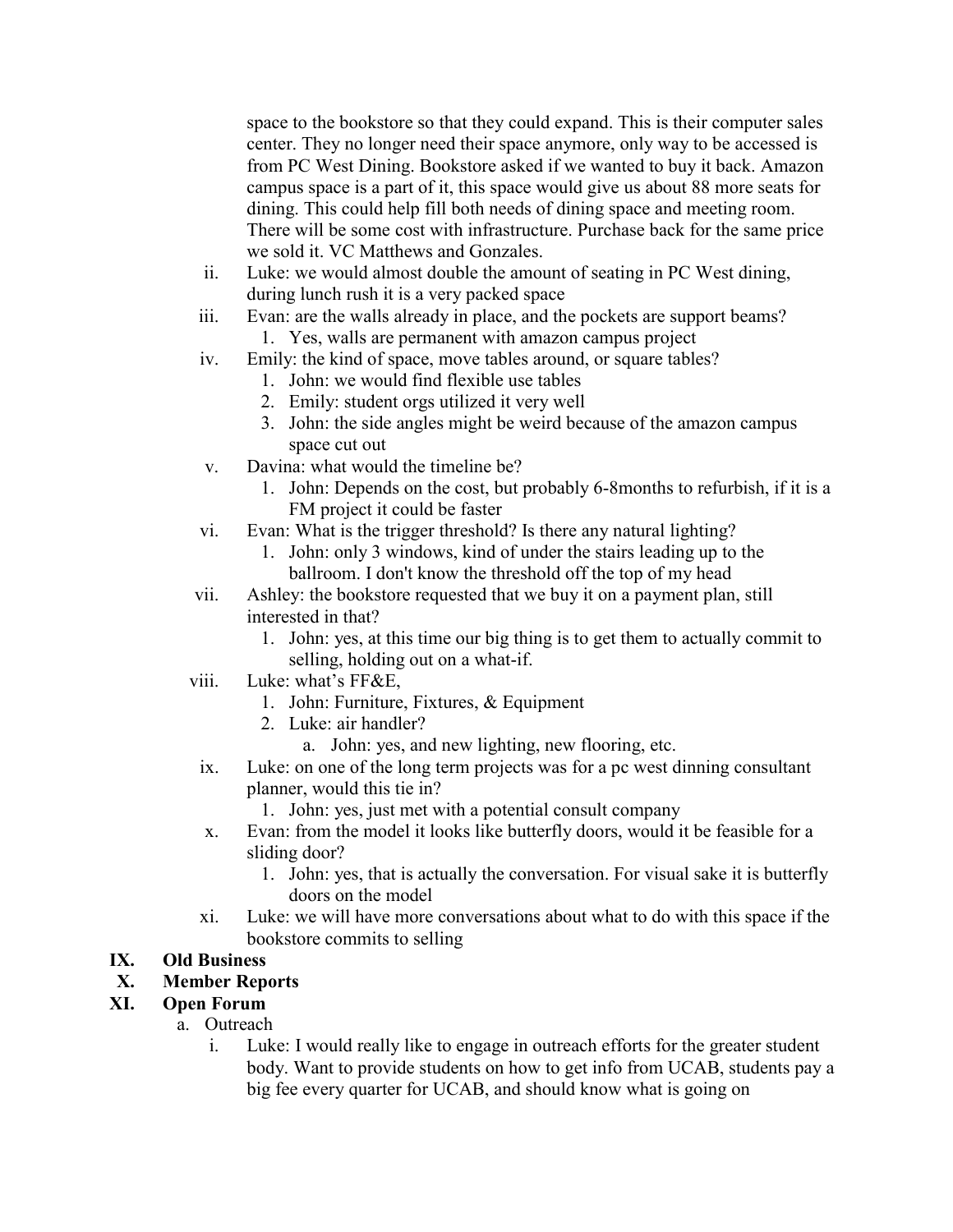space to the bookstore so that they could expand. This is their computer sales center. They no longer need their space anymore, only way to be accessed is from PC West Dining. Bookstore asked if we wanted to buy it back. Amazon campus space is a part of it, this space would give us about 88 more seats for dining. This could help fill both needs of dining space and meeting room. There will be some cost with infrastructure. Purchase back for the same price we sold it. VC Matthews and Gonzales.

   ii. Luke: we would almost double the amount of seating in PC West dining, during lunch rush it is a very packed space
   iii. Evan: are the walls already in place, and the pockets are support beams?
      1. Yes, walls are permanent with amazon campus project
   iv. Emily: the kind of space, move tables around, or square tables?
      1. John: we would find flexible use tables
      2. Emily: student orgs utilized it very well
      3. John: the side angles might be weird because of the amazon campus space cut out
   v. Davina: what would the timeline be?
      1. John: Depends on the cost, but probably 6-8months to refurbish, if it is a FM project it could be faster
   vi. Evan: What is the trigger threshold? Is there any natural lighting?
      1. John: only 3 windows, kind of under the stairs leading up to the ballroom. I don't know the threshold off the top of my head
   vii. Ashley: the bookstore requested that we buy it on a payment plan, still interested in that?
      1. John: yes, at this time our big thing is to get them to actually commit to selling, holding out on a what-if.
   viii. Luke: what's FF&E,
      1. John: Furniture, Fixtures, & Equipment
      2. Luke: air handler?
         a. John: yes, and new lighting, new flooring, etc.
   ix. Luke: on one of the long term projects was for a pc west dinning consultant planner, would this tie in?
      1. John: yes, just met with a potential consult company
   x. Evan: from the model it looks like butterfly doors, would it be feasible for a sliding door?
      1. John: yes, that is actually the conversation. For visual sake it is butterfly doors on the model
   xi. Luke: we will have more conversations about what to do with this space if the bookstore commits to selling

## IX. Old Business

## X. Member Reports

## XI. Open Forum

a. Outreach
   i. Luke: I would really like to engage in outreach efforts for the greater student body. Want to provide students on how to get info from UCAB, students pay a big fee every quarter for UCAB, and should know what is going on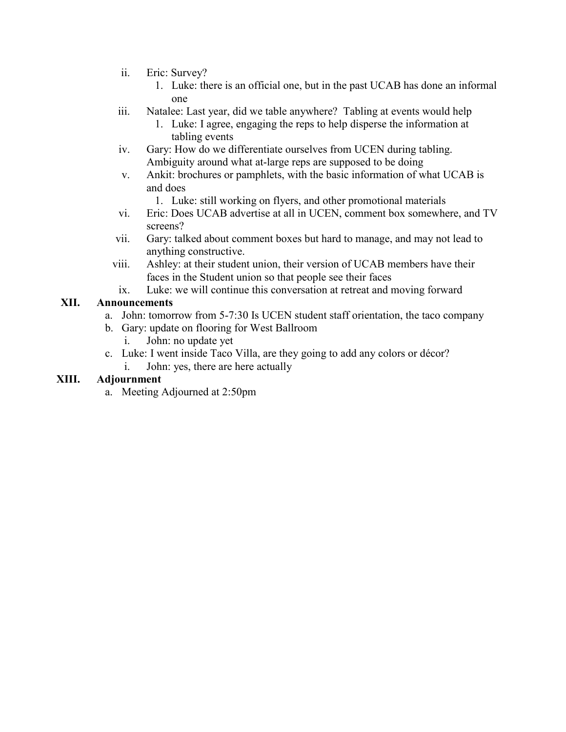ii. Eric: Survey?
    1. Luke: there is an official one, but in the past UCAB has done an informal one

iii. Natalee: Last year, did we table anywhere? Tabling at events would help
    1. Luke: I agree, engaging the reps to help disperse the information at tabling events

iv. Gary: How do we differentiate ourselves from UCEN during tabling. Ambiguity around what at-large reps are supposed to be doing

v. Ankit: brochures or pamphlets, with the basic information of what UCAB is and does
    1. Luke: still working on flyers, and other promotional materials

vi. Eric: Does UCAB advertise at all in UCEN, comment box somewhere, and TV screens?

vii. Gary: talked about comment boxes but hard to manage, and may not lead to anything constructive.

viii. Ashley: at their student union, their version of UCAB members have their faces in the Student union so that people see their faces

ix. Luke: we will continue this conversation at retreat and moving forward

## XII. Announcements

a. John: tomorrow from 5-7:30 Is UCEN student staff orientation, the taco company

b. Gary: update on flooring for West Ballroom
    i. John: no update yet

c. Luke: I went inside Taco Villa, are they going to add any colors or décor?
    i. John: yes, there are here actually

## XIII. Adjournment

a. Meeting Adjourned at 2:50pm